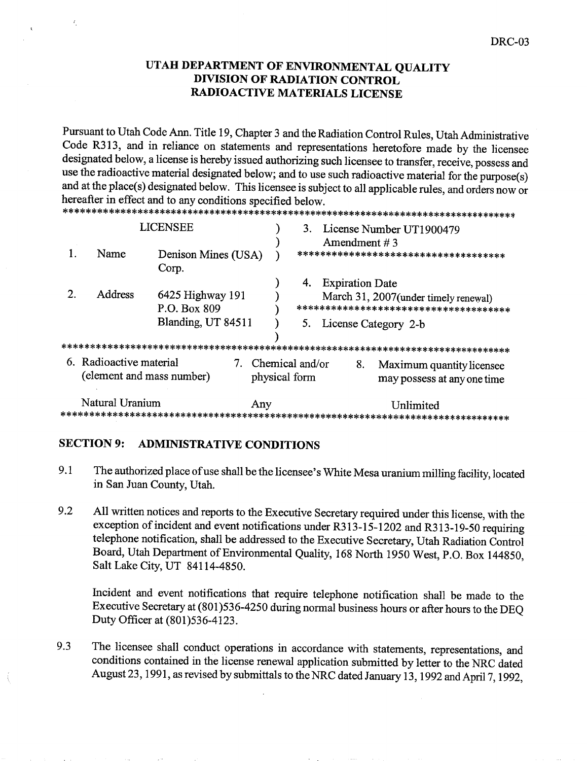DRC-03

# UTAH DEPARTMENT OF ENVIRONMENTAL QUALITY
## DIVISION OF RADIATION CONTROL
## RADIOACTIVE MATERIALS LICENSE

Pursuant to Utah Code Ann. Title 19, Chapter 3 and the Radiation Control Rules, Utah Administrative Code R313, and in reliance on statements and representations heretofore made by the licensee designated below, a license is hereby issued authorizing such licensee to transfer, receive, possess and use the radioactive material designated below; and to use such radioactive material for the purpose(s) and at the place(s) designated below. This licensee is subject to all applicable rules, and orders now or hereafter in effect and to any conditions specified below.

| LICENSEE | | | |
|---|---|---|---|
| 1. | Name | Denison Mines (USA) Corp. | 3. License Number UT1900479<br>Amendment # 3 |
| 2. | Address | 6425 Highway 191<br>P.O. Box 809<br>Blanding, UT 84511 | 4. Expiration Date<br>March 31, 2007(under timely renewal)<br><br>5. License Category 2-b |

| 6. Radioactive material (element and mass number) | 7. Chemical and/or physical form | 8. Maximum quantity licensee may possess at any one time |
|---|---|---|
| Natural Uranium | Any | Unlimited |

## SECTION 9: ADMINISTRATIVE CONDITIONS

9.1 The authorized place of use shall be the licensee's White Mesa uranium milling facility, located in San Juan County, Utah.

9.2 All written notices and reports to the Executive Secretary required under this license, with the exception of incident and event notifications under R313-15-1202 and R313-19-50 requiring telephone notification, shall be addressed to the Executive Secretary, Utah Radiation Control Board, Utah Department of Environmental Quality, 168 North 1950 West, P.O. Box 144850, Salt Lake City, UT 84114-4850.

Incident and event notifications that require telephone notification shall be made to the Executive Secretary at (801)536-4250 during normal business hours or after hours to the DEQ Duty Officer at (801)536-4123.

9.3 The licensee shall conduct operations in accordance with statements, representations, and conditions contained in the license renewal application submitted by letter to the NRC dated August 23, 1991, as revised by submittals to the NRC dated January 13, 1992 and April 7, 1992,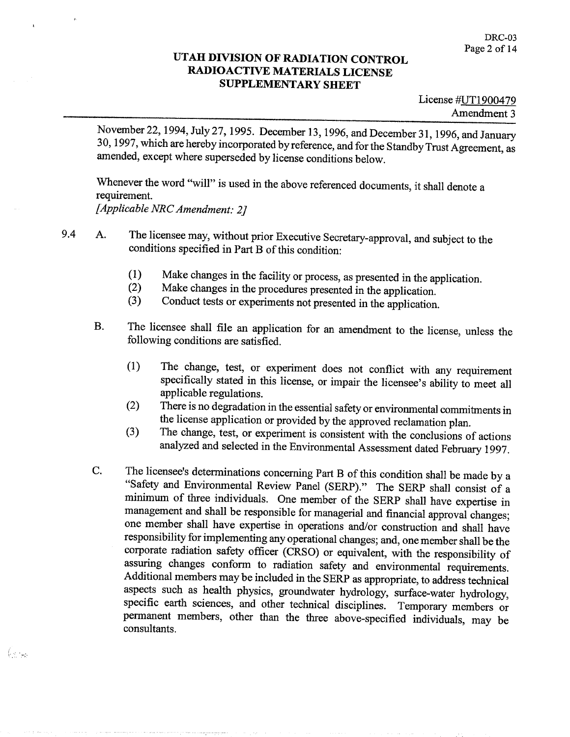November 22, 1994, July 27, 1995. December 13, 1996, and December 31, 1996, and January 30, 1997, which are hereby incorporated by reference, and for the Standby Trust Agreement, as amended, except where superseded by license conditions below.

Whenever the word "will" is used in the above referenced documents, it shall denote a requirement.
*[Applicable NRC Amendment: 2]*

9.4 A. The licensee may, without prior Executive Secretary-approval, and subject to the conditions specified in Part B of this condition:

(1) Make changes in the facility or process, as presented in the application.
(2) Make changes in the procedures presented in the application.
(3) Conduct tests or experiments not presented in the application.

B. The licensee shall file an application for an amendment to the license, unless the following conditions are satisfied.

(1) The change, test, or experiment does not conflict with any requirement specifically stated in this license, or impair the licensee's ability to meet all applicable regulations.
(2) There is no degradation in the essential safety or environmental commitments in the license application or provided by the approved reclamation plan.
(3) The change, test, or experiment is consistent with the conclusions of actions analyzed and selected in the Environmental Assessment dated February 1997.

C. The licensee's determinations concerning Part B of this condition shall be made by a "Safety and Environmental Review Panel (SERP)." The SERP shall consist of a minimum of three individuals. One member of the SERP shall have expertise in management and shall be responsible for managerial and financial approval changes; one member shall have expertise in operations and/or construction and shall have responsibility for implementing any operational changes; and, one member shall be the corporate radiation safety officer (CRSO) or equivalent, with the responsibility of assuring changes conform to radiation safety and environmental requirements. Additional members may be included in the SERP as appropriate, to address technical aspects such as health physics, groundwater hydrology, surface-water hydrology, specific earth sciences, and other technical disciplines. Temporary members or permanent members, other than the three above-specified individuals, may be consultants.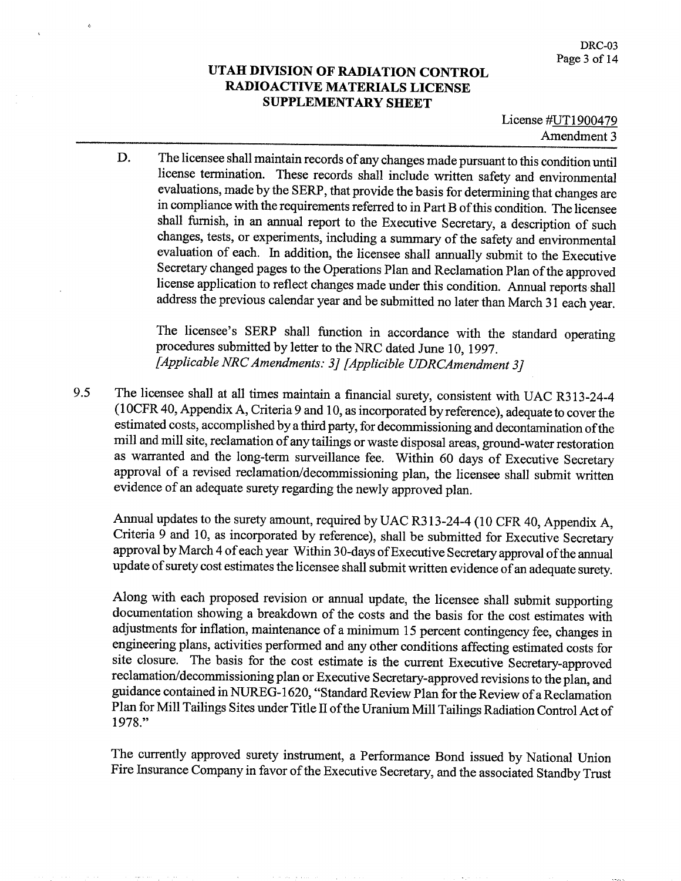D. The licensee shall maintain records of any changes made pursuant to this condition until license termination. These records shall include written safety and environmental evaluations, made by the SERP, that provide the basis for determining that changes are in compliance with the requirements referred to in Part B of this condition. The licensee shall furnish, in an annual report to the Executive Secretary, a description of such changes, tests, or experiments, including a summary of the safety and environmental evaluation of each. In addition, the licensee shall annually submit to the Executive Secretary changed pages to the Operations Plan and Reclamation Plan of the approved license application to reflect changes made under this condition. Annual reports shall address the previous calendar year and be submitted no later than March 31 each year.

The licensee's SERP shall function in accordance with the standard operating procedures submitted by letter to the NRC dated June 10, 1997.
*[Applicable NRC Amendments: 3] [Applicible UDRCAmendment 3]*

9.5 The licensee shall at all times maintain a financial surety, consistent with UAC R313-24-4 (10CFR 40, Appendix A, Criteria 9 and 10, as incorporated by reference), adequate to cover the estimated costs, accomplished by a third party, for decommissioning and decontamination of the mill and mill site, reclamation of any tailings or waste disposal areas, ground-water restoration as warranted and the long-term surveillance fee. Within 60 days of Executive Secretary approval of a revised reclamation/decommissioning plan, the licensee shall submit written evidence of an adequate surety regarding the newly approved plan.

Annual updates to the surety amount, required by UAC R313-24-4 (10 CFR 40, Appendix A, Criteria 9 and 10, as incorporated by reference), shall be submitted for Executive Secretary approval by March 4 of each year Within 30-days of Executive Secretary approval of the annual update of surety cost estimates the licensee shall submit written evidence of an adequate surety.

Along with each proposed revision or annual update, the licensee shall submit supporting documentation showing a breakdown of the costs and the basis for the cost estimates with adjustments for inflation, maintenance of a minimum 15 percent contingency fee, changes in engineering plans, activities performed and any other conditions affecting estimated costs for site closure. The basis for the cost estimate is the current Executive Secretary-approved reclamation/decommissioning plan or Executive Secretary-approved revisions to the plan, and guidance contained in NUREG-1620, "Standard Review Plan for the Review of a Reclamation Plan for Mill Tailings Sites under Title II of the Uranium Mill Tailings Radiation Control Act of 1978."

The currently approved surety instrument, a Performance Bond issued by National Union Fire Insurance Company in favor of the Executive Secretary, and the associated Standby Trust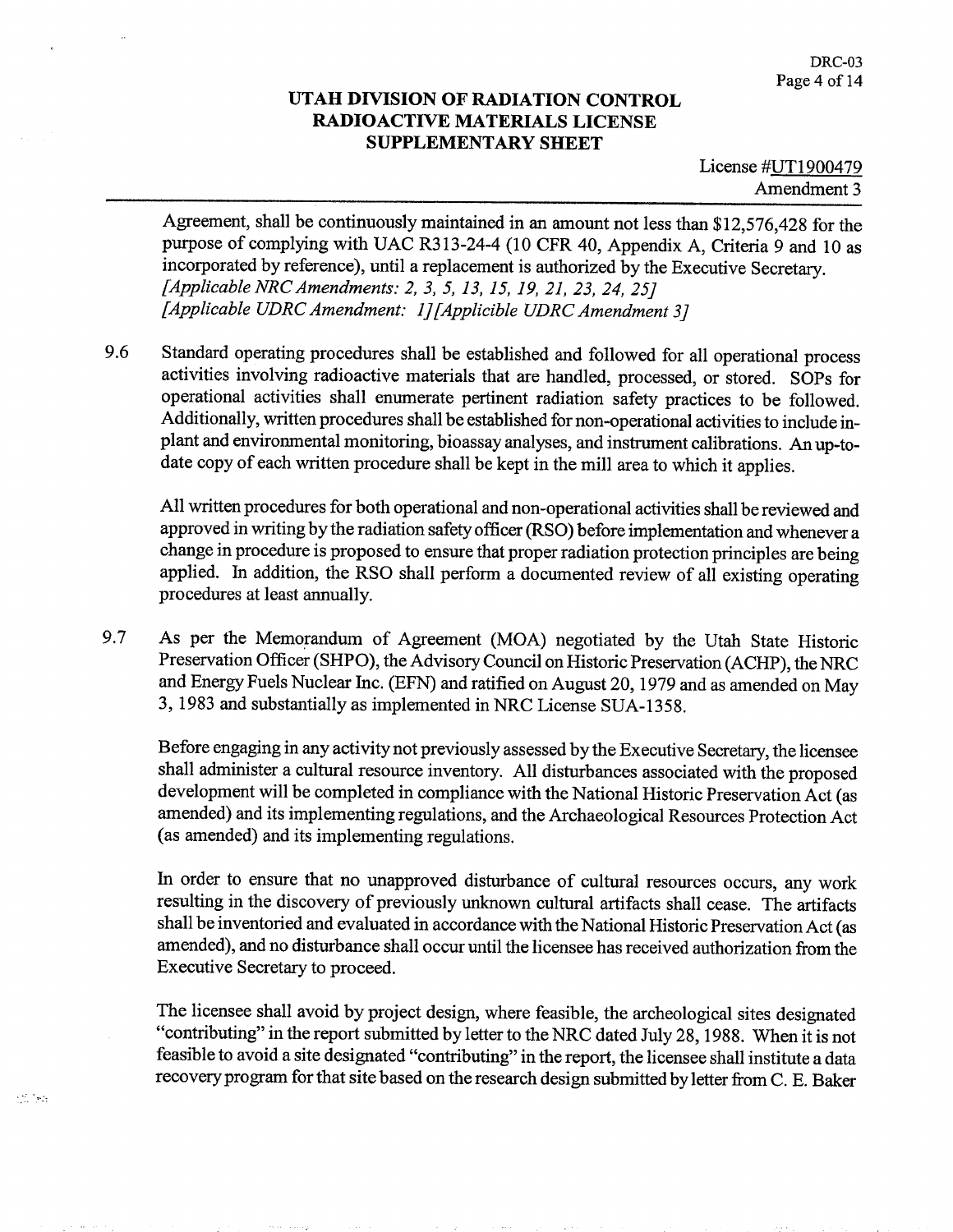Agreement, shall be continuously maintained in an amount not less than $12,576,428 for the purpose of complying with UAC R313-24-4 (10 CFR 40, Appendix A, Criteria 9 and 10 as incorporated by reference), until a replacement is authorized by the Executive Secretary.
*[Applicable NRC Amendments: 2, 3, 5, 13, 15, 19, 21, 23, 24, 25]*
*[Applicable UDRC Amendment: 1][Applicible UDRC Amendment 3]*

9.6 Standard operating procedures shall be established and followed for all operational process activities involving radioactive materials that are handled, processed, or stored. SOPs for operational activities shall enumerate pertinent radiation safety practices to be followed. Additionally, written procedures shall be established for non-operational activities to include in-plant and environmental monitoring, bioassay analyses, and instrument calibrations. An up-to-date copy of each written procedure shall be kept in the mill area to which it applies.

All written procedures for both operational and non-operational activities shall be reviewed and approved in writing by the radiation safety officer (RSO) before implementation and whenever a change in procedure is proposed to ensure that proper radiation protection principles are being applied. In addition, the RSO shall perform a documented review of all existing operating procedures at least annually.

9.7 As per the Memorandum of Agreement (MOA) negotiated by the Utah State Historic Preservation Officer (SHPO), the Advisory Council on Historic Preservation (ACHP), the NRC and Energy Fuels Nuclear Inc. (EFN) and ratified on August 20, 1979 and as amended on May 3, 1983 and substantially as implemented in NRC License SUA-1358.

Before engaging in any activity not previously assessed by the Executive Secretary, the licensee shall administer a cultural resource inventory. All disturbances associated with the proposed development will be completed in compliance with the National Historic Preservation Act (as amended) and its implementing regulations, and the Archaeological Resources Protection Act (as amended) and its implementing regulations.

In order to ensure that no unapproved disturbance of cultural resources occurs, any work resulting in the discovery of previously unknown cultural artifacts shall cease. The artifacts shall be inventoried and evaluated in accordance with the National Historic Preservation Act (as amended), and no disturbance shall occur until the licensee has received authorization from the Executive Secretary to proceed.

The licensee shall avoid by project design, where feasible, the archeological sites designated "contributing" in the report submitted by letter to the NRC dated July 28, 1988. When it is not feasible to avoid a site designated "contributing" in the report, the licensee shall institute a data recovery program for that site based on the research design submitted by letter from C. E. Baker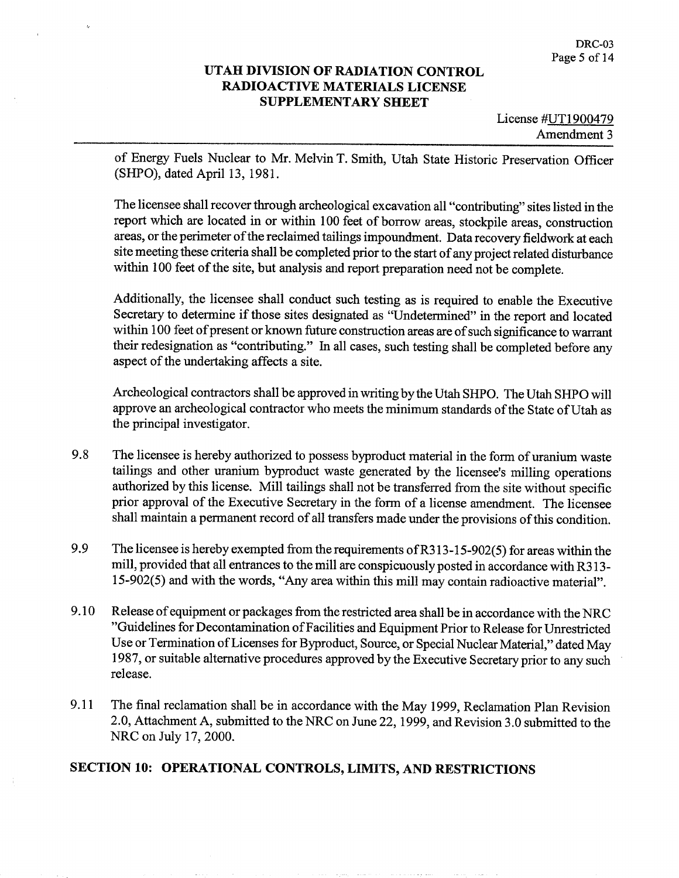of Energy Fuels Nuclear to Mr. Melvin T. Smith, Utah State Historic Preservation Officer (SHPO), dated April 13, 1981.

The licensee shall recover through archeological excavation all "contributing" sites listed in the report which are located in or within 100 feet of borrow areas, stockpile areas, construction areas, or the perimeter of the reclaimed tailings impoundment. Data recovery fieldwork at each site meeting these criteria shall be completed prior to the start of any project related disturbance within 100 feet of the site, but analysis and report preparation need not be complete.

Additionally, the licensee shall conduct such testing as is required to enable the Executive Secretary to determine if those sites designated as "Undetermined" in the report and located within 100 feet of present or known future construction areas are of such significance to warrant their redesignation as "contributing." In all cases, such testing shall be completed before any aspect of the undertaking affects a site.

Archeological contractors shall be approved in writing by the Utah SHPO. The Utah SHPO will approve an archeological contractor who meets the minimum standards of the State of Utah as the principal investigator.

9.8 The licensee is hereby authorized to possess byproduct material in the form of uranium waste tailings and other uranium byproduct waste generated by the licensee's milling operations authorized by this license. Mill tailings shall not be transferred from the site without specific prior approval of the Executive Secretary in the form of a license amendment. The licensee shall maintain a permanent record of all transfers made under the provisions of this condition.

9.9 The licensee is hereby exempted from the requirements of R313-15-902(5) for areas within the mill, provided that all entrances to the mill are conspicuously posted in accordance with R313-15-902(5) and with the words, "Any area within this mill may contain radioactive material".

9.10 Release of equipment or packages from the restricted area shall be in accordance with the NRC "Guidelines for Decontamination of Facilities and Equipment Prior to Release for Unrestricted Use or Termination of Licenses for Byproduct, Source, or Special Nuclear Material," dated May 1987, or suitable alternative procedures approved by the Executive Secretary prior to any such release.

9.11 The final reclamation shall be in accordance with the May 1999, Reclamation Plan Revision 2.0, Attachment A, submitted to the NRC on June 22, 1999, and Revision 3.0 submitted to the NRC on July 17, 2000.

## SECTION 10: OPERATIONAL CONTROLS, LIMITS, AND RESTRICTIONS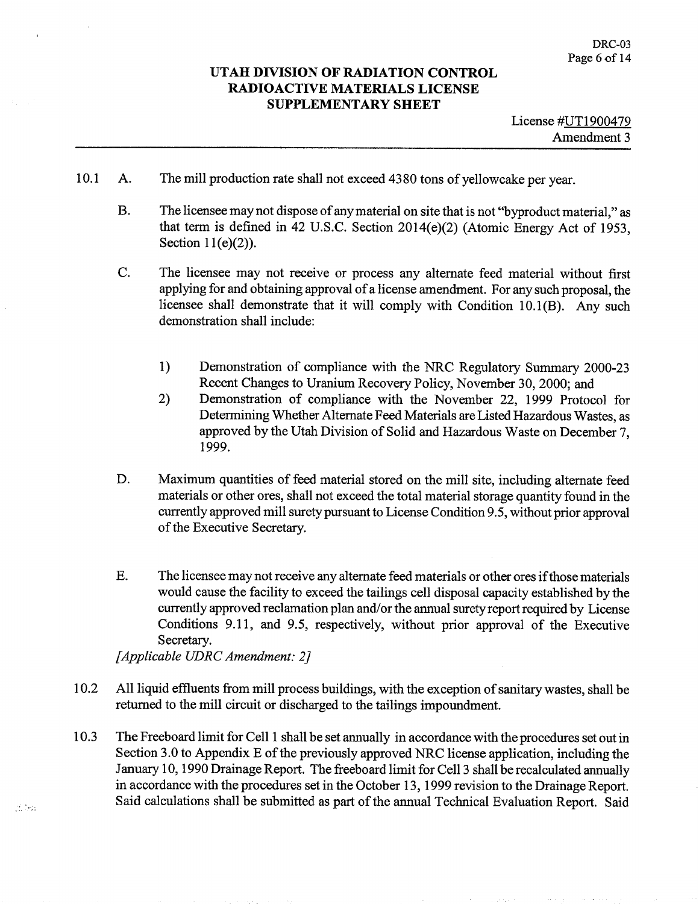# UTAH DIVISION OF RADIATION CONTROL
# RADIOACTIVE MATERIALS LICENSE
# SUPPLEMENTARY SHEET

License #UT1900479
Amendment 3

10.1 A. The mill production rate shall not exceed 4380 tons of yellowcake per year.

B. The licensee may not dispose of any material on site that is not "byproduct material," as that term is defined in 42 U.S.C. Section 2014(e)(2) (Atomic Energy Act of 1953, Section 11(e)(2)).

C. The licensee may not receive or process any alternate feed material without first applying for and obtaining approval of a license amendment. For any such proposal, the licensee shall demonstrate that it will comply with Condition 10.1(B). Any such demonstration shall include:

1) Demonstration of compliance with the NRC Regulatory Summary 2000-23 Recent Changes to Uranium Recovery Policy, November 30, 2000; and
2) Demonstration of compliance with the November 22, 1999 Protocol for Determining Whether Alternate Feed Materials are Listed Hazardous Wastes, as approved by the Utah Division of Solid and Hazardous Waste on December 7, 1999.

D. Maximum quantities of feed material stored on the mill site, including alternate feed materials or other ores, shall not exceed the total material storage quantity found in the currently approved mill surety pursuant to License Condition 9.5, without prior approval of the Executive Secretary.

E. The licensee may not receive any alternate feed materials or other ores if those materials would cause the facility to exceed the tailings cell disposal capacity established by the currently approved reclamation plan and/or the annual surety report required by License Conditions 9.11, and 9.5, respectively, without prior approval of the Executive Secretary.
*[Applicable UDRC Amendment: 2]*

10.2 All liquid effluents from mill process buildings, with the exception of sanitary wastes, shall be returned to the mill circuit or discharged to the tailings impoundment.

10.3 The Freeboard limit for Cell 1 shall be set annually in accordance with the procedures set out in Section 3.0 to Appendix E of the previously approved NRC license application, including the January 10, 1990 Drainage Report. The freeboard limit for Cell 3 shall be recalculated annually in accordance with the procedures set in the October 13, 1999 revision to the Drainage Report. Said calculations shall be submitted as part of the annual Technical Evaluation Report. Said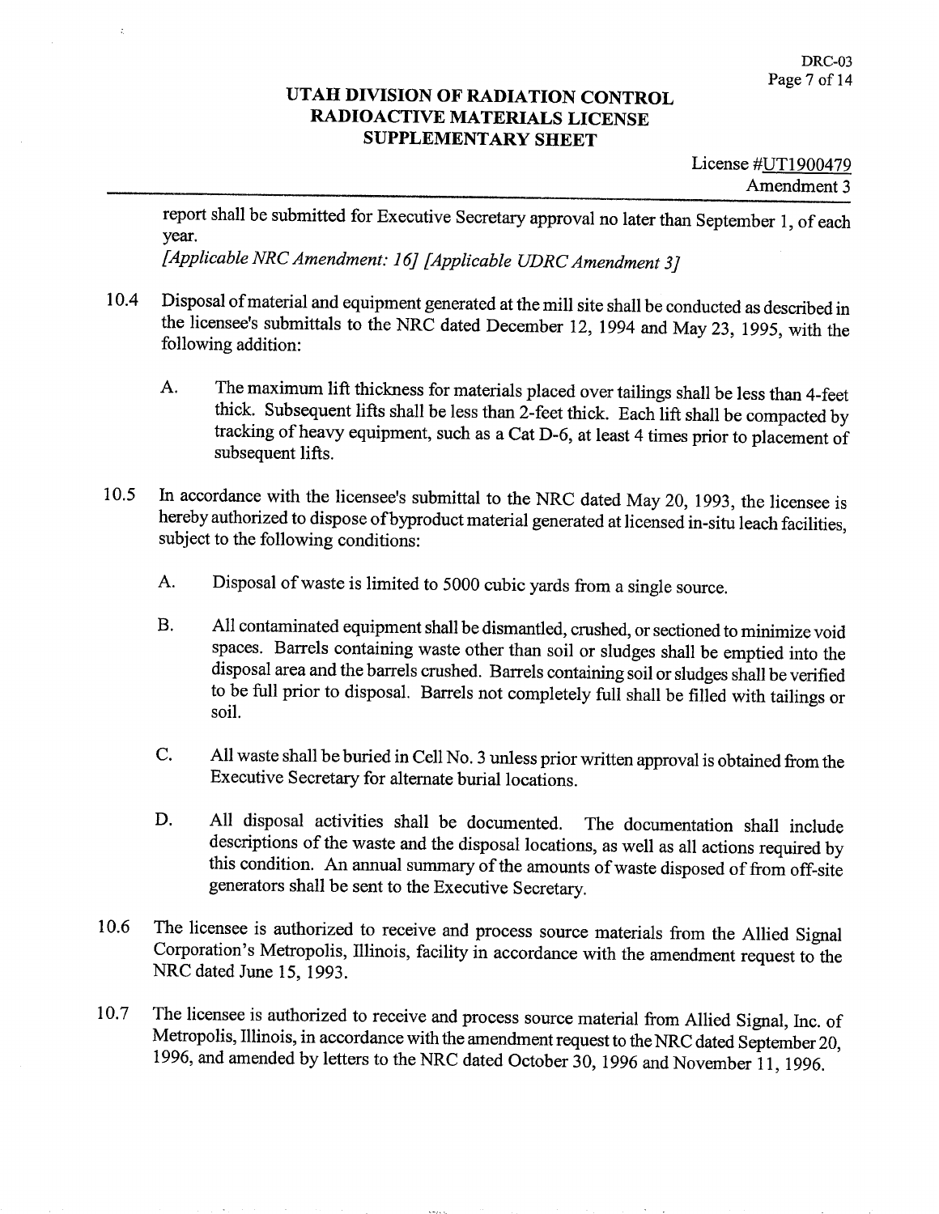report shall be submitted for Executive Secretary approval no later than September 1, of each year.
*[Applicable NRC Amendment: 16] [Applicable UDRC Amendment 3]*

10.4 Disposal of material and equipment generated at the mill site shall be conducted as described in the licensee's submittals to the NRC dated December 12, 1994 and May 23, 1995, with the following addition:

   A. The maximum lift thickness for materials placed over tailings shall be less than 4-feet thick. Subsequent lifts shall be less than 2-feet thick. Each lift shall be compacted by tracking of heavy equipment, such as a Cat D-6, at least 4 times prior to placement of subsequent lifts.

10.5 In accordance with the licensee's submittal to the NRC dated May 20, 1993, the licensee is hereby authorized to dispose of byproduct material generated at licensed in-situ leach facilities, subject to the following conditions:

   A. Disposal of waste is limited to 5000 cubic yards from a single source.

   B. All contaminated equipment shall be dismantled, crushed, or sectioned to minimize void spaces. Barrels containing waste other than soil or sludges shall be emptied into the disposal area and the barrels crushed. Barrels containing soil or sludges shall be verified to be full prior to disposal. Barrels not completely full shall be filled with tailings or soil.

   C. All waste shall be buried in Cell No. 3 unless prior written approval is obtained from the Executive Secretary for alternate burial locations.

   D. All disposal activities shall be documented. The documentation shall include descriptions of the waste and the disposal locations, as well as all actions required by this condition. An annual summary of the amounts of waste disposed of from off-site generators shall be sent to the Executive Secretary.

10.6 The licensee is authorized to receive and process source materials from the Allied Signal Corporation's Metropolis, Illinois, facility in accordance with the amendment request to the NRC dated June 15, 1993.

10.7 The licensee is authorized to receive and process source material from Allied Signal, Inc. of Metropolis, Illinois, in accordance with the amendment request to the NRC dated September 20, 1996, and amended by letters to the NRC dated October 30, 1996 and November 11, 1996.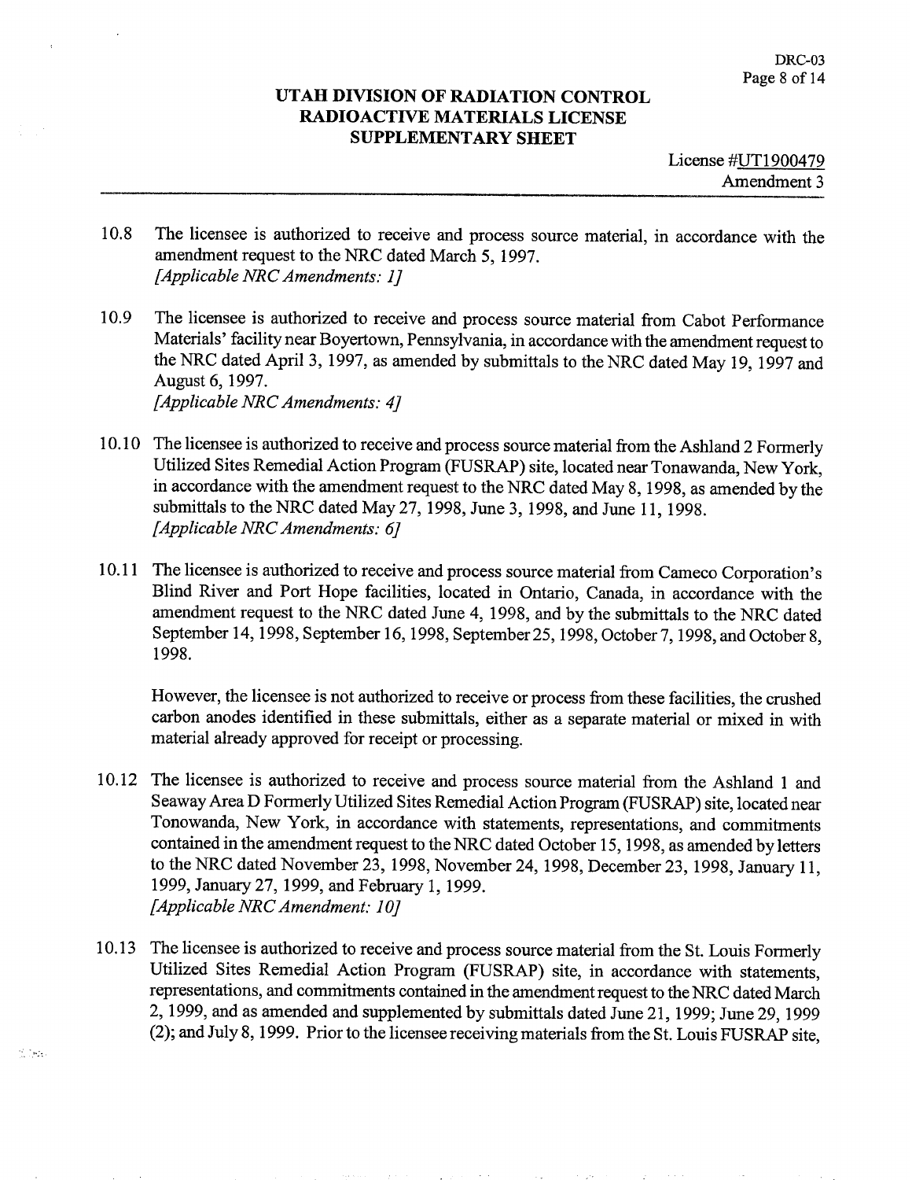# UTAH DIVISION OF RADIATION CONTROL
# RADIOACTIVE MATERIALS LICENSE
# SUPPLEMENTARY SHEET

License #UT1900479
Amendment 3

10.8 The licensee is authorized to receive and process source material, in accordance with the amendment request to the NRC dated March 5, 1997.
*[Applicable NRC Amendments: 1]*

10.9 The licensee is authorized to receive and process source material from Cabot Performance Materials' facility near Boyertown, Pennsylvania, in accordance with the amendment request to the NRC dated April 3, 1997, as amended by submittals to the NRC dated May 19, 1997 and August 6, 1997.
*[Applicable NRC Amendments: 4]*

10.10 The licensee is authorized to receive and process source material from the Ashland 2 Formerly Utilized Sites Remedial Action Program (FUSRAP) site, located near Tonawanda, New York, in accordance with the amendment request to the NRC dated May 8, 1998, as amended by the submittals to the NRC dated May 27, 1998, June 3, 1998, and June 11, 1998.
*[Applicable NRC Amendments: 6]*

10.11 The licensee is authorized to receive and process source material from Cameco Corporation's Blind River and Port Hope facilities, located in Ontario, Canada, in accordance with the amendment request to the NRC dated June 4, 1998, and by the submittals to the NRC dated September 14, 1998, September 16, 1998, September 25, 1998, October 7, 1998, and October 8, 1998.

However, the licensee is not authorized to receive or process from these facilities, the crushed carbon anodes identified in these submittals, either as a separate material or mixed in with material already approved for receipt or processing.

10.12 The licensee is authorized to receive and process source material from the Ashland 1 and Seaway Area D Formerly Utilized Sites Remedial Action Program (FUSRAP) site, located near Tonowanda, New York, in accordance with statements, representations, and commitments contained in the amendment request to the NRC dated October 15, 1998, as amended by letters to the NRC dated November 23, 1998, November 24, 1998, December 23, 1998, January 11, 1999, January 27, 1999, and February 1, 1999.
*[Applicable NRC Amendment: 10]*

10.13 The licensee is authorized to receive and process source material from the St. Louis Formerly Utilized Sites Remedial Action Program (FUSRAP) site, in accordance with statements, representations, and commitments contained in the amendment request to the NRC dated March 2, 1999, and as amended and supplemented by submittals dated June 21, 1999; June 29, 1999 (2); and July 8, 1999. Prior to the licensee receiving materials from the St. Louis FUSRAP site,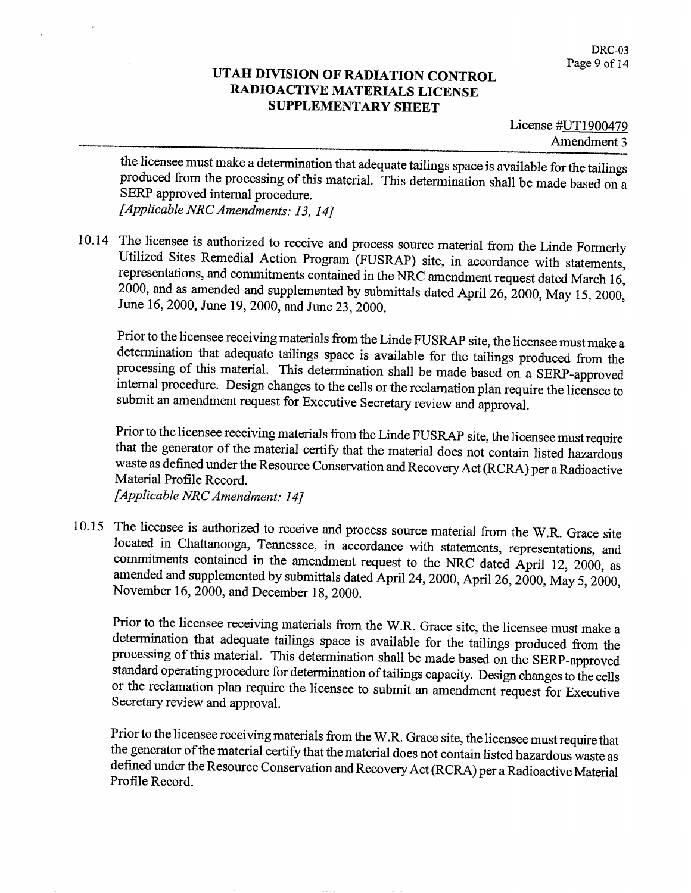the licensee must make a determination that adequate tailings space is available for the tailings produced from the processing of this material. This determination shall be made based on a SERP approved internal procedure.
*[Applicable NRC Amendments: 13, 14]*

10.14 The licensee is authorized to receive and process source material from the Linde Formerly Utilized Sites Remedial Action Program (FUSRAP) site, in accordance with statements, representations, and commitments contained in the NRC amendment request dated March 16, 2000, and as amended and supplemented by submittals dated April 26, 2000, May 15, 2000, June 16, 2000, June 19, 2000, and June 23, 2000.

Prior to the licensee receiving materials from the Linde FUSRAP site, the licensee must make a determination that adequate tailings space is available for the tailings produced from the processing of this material. This determination shall be made based on a SERP-approved internal procedure. Design changes to the cells or the reclamation plan require the licensee to submit an amendment request for Executive Secretary review and approval.

Prior to the licensee receiving materials from the Linde FUSRAP site, the licensee must require that the generator of the material certify that the material does not contain listed hazardous waste as defined under the Resource Conservation and Recovery Act (RCRA) per a Radioactive Material Profile Record.
*[Applicable NRC Amendment: 14]*

10.15 The licensee is authorized to receive and process source material from the W.R. Grace site located in Chattanooga, Tennessee, in accordance with statements, representations, and commitments contained in the amendment request to the NRC dated April 12, 2000, as amended and supplemented by submittals dated April 24, 2000, April 26, 2000, May 5, 2000, November 16, 2000, and December 18, 2000.

Prior to the licensee receiving materials from the W.R. Grace site, the licensee must make a determination that adequate tailings space is available for the tailings produced from the processing of this material. This determination shall be made based on the SERP-approved standard operating procedure for determination of tailings capacity. Design changes to the cells or the reclamation plan require the licensee to submit an amendment request for Executive Secretary review and approval.

Prior to the licensee receiving materials from the W.R. Grace site, the licensee must require that the generator of the material certify that the material does not contain listed hazardous waste as defined under the Resource Conservation and Recovery Act (RCRA) per a Radioactive Material Profile Record.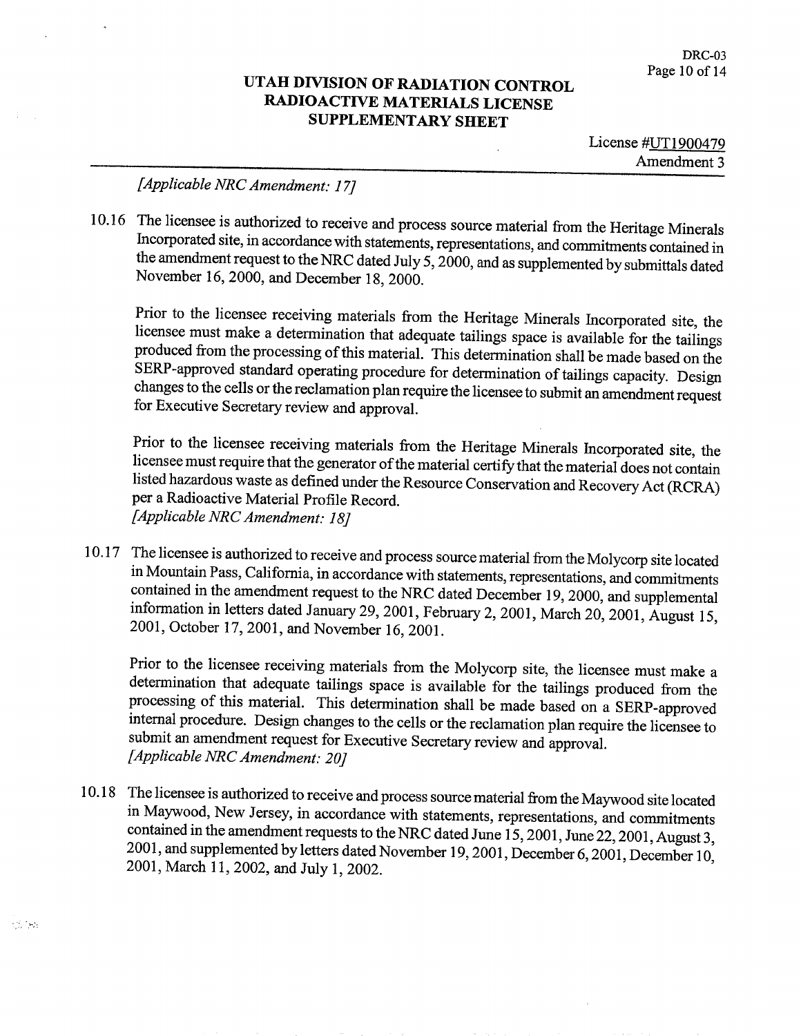*[Applicable NRC Amendment: 17]*

10.16 The licensee is authorized to receive and process source material from the Heritage Minerals Incorporated site, in accordance with statements, representations, and commitments contained in the amendment request to the NRC dated July 5, 2000, and as supplemented by submittals dated November 16, 2000, and December 18, 2000.

Prior to the licensee receiving materials from the Heritage Minerals Incorporated site, the licensee must make a determination that adequate tailings space is available for the tailings produced from the processing of this material. This determination shall be made based on the SERP-approved standard operating procedure for determination of tailings capacity. Design changes to the cells or the reclamation plan require the licensee to submit an amendment request for Executive Secretary review and approval.

Prior to the licensee receiving materials from the Heritage Minerals Incorporated site, the licensee must require that the generator of the material certify that the material does not contain listed hazardous waste as defined under the Resource Conservation and Recovery Act (RCRA) per a Radioactive Material Profile Record.
*[Applicable NRC Amendment: 18]*

10.17 The licensee is authorized to receive and process source material from the Molycorp site located in Mountain Pass, California, in accordance with statements, representations, and commitments contained in the amendment request to the NRC dated December 19, 2000, and supplemental information in letters dated January 29, 2001, February 2, 2001, March 20, 2001, August 15, 2001, October 17, 2001, and November 16, 2001.

Prior to the licensee receiving materials from the Molycorp site, the licensee must make a determination that adequate tailings space is available for the tailings produced from the processing of this material. This determination shall be made based on a SERP-approved internal procedure. Design changes to the cells or the reclamation plan require the licensee to submit an amendment request for Executive Secretary review and approval.
*[Applicable NRC Amendment: 20]*

10.18 The licensee is authorized to receive and process source material from the Maywood site located in Maywood, New Jersey, in accordance with statements, representations, and commitments contained in the amendment requests to the NRC dated June 15, 2001, June 22, 2001, August 3, 2001, and supplemented by letters dated November 19, 2001, December 6, 2001, December 10, 2001, March 11, 2002, and July 1, 2002.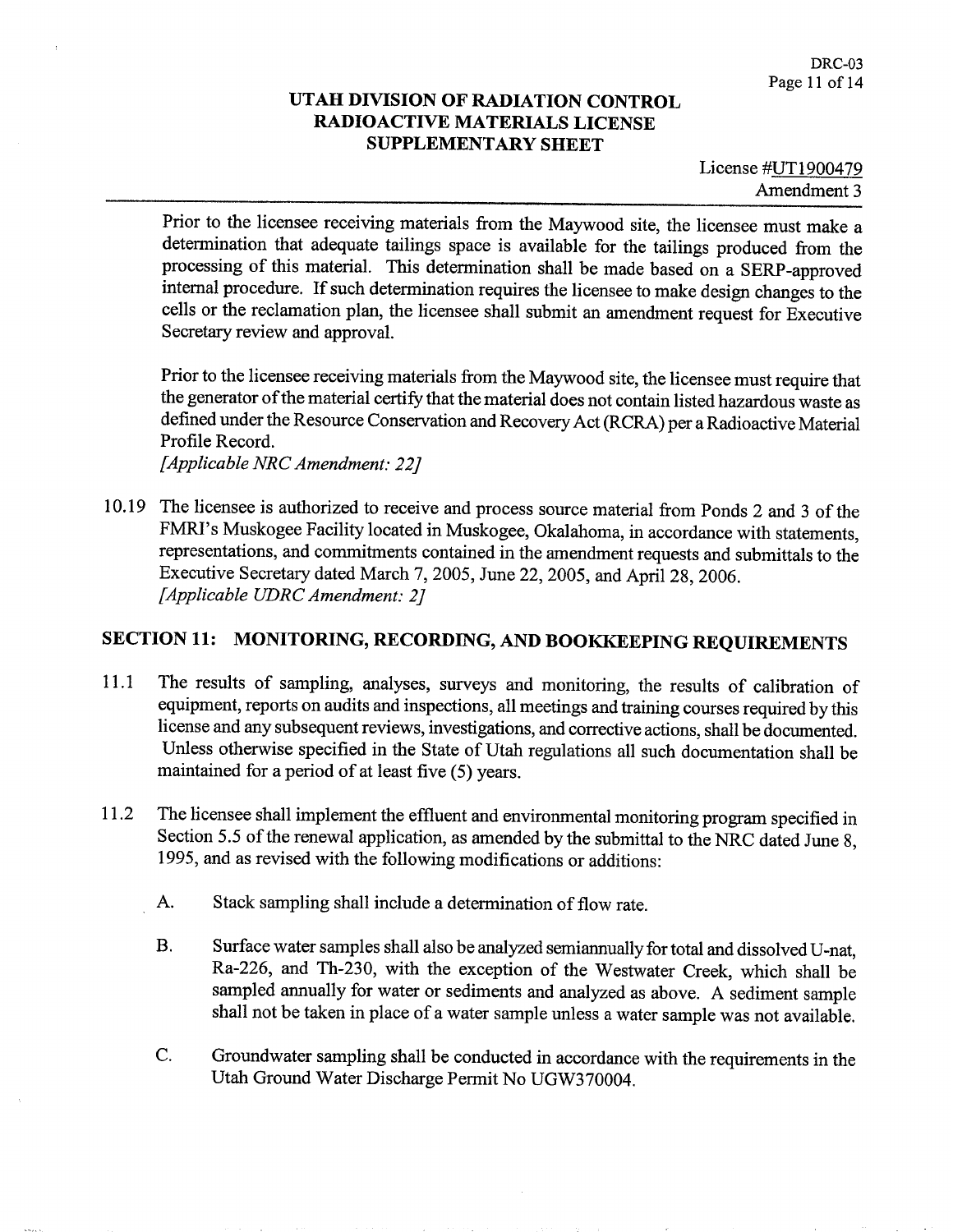Prior to the licensee receiving materials from the Maywood site, the licensee must make a determination that adequate tailings space is available for the tailings produced from the processing of this material. This determination shall be made based on a SERP-approved internal procedure. If such determination requires the licensee to make design changes to the cells or the reclamation plan, the licensee shall submit an amendment request for Executive Secretary review and approval.

Prior to the licensee receiving materials from the Maywood site, the licensee must require that the generator of the material certify that the material does not contain listed hazardous waste as defined under the Resource Conservation and Recovery Act (RCRA) per a Radioactive Material Profile Record.
*[Applicable NRC Amendment: 22]*

10.19 The licensee is authorized to receive and process source material from Ponds 2 and 3 of the FMRI's Muskogee Facility located in Muskogee, Okalahoma, in accordance with statements, representations, and commitments contained in the amendment requests and submittals to the Executive Secretary dated March 7, 2005, June 22, 2005, and April 28, 2006.
*[Applicable UDRC Amendment: 2]*

## SECTION 11: MONITORING, RECORDING, AND BOOKKEEPING REQUIREMENTS

11.1 The results of sampling, analyses, surveys and monitoring, the results of calibration of equipment, reports on audits and inspections, all meetings and training courses required by this license and any subsequent reviews, investigations, and corrective actions, shall be documented. Unless otherwise specified in the State of Utah regulations all such documentation shall be maintained for a period of at least five (5) years.

11.2 The licensee shall implement the effluent and environmental monitoring program specified in Section 5.5 of the renewal application, as amended by the submittal to the NRC dated June 8, 1995, and as revised with the following modifications or additions:

A. Stack sampling shall include a determination of flow rate.

B. Surface water samples shall also be analyzed semiannually for total and dissolved U-nat, Ra-226, and Th-230, with the exception of the Westwater Creek, which shall be sampled annually for water or sediments and analyzed as above. A sediment sample shall not be taken in place of a water sample unless a water sample was not available.

C. Groundwater sampling shall be conducted in accordance with the requirements in the Utah Ground Water Discharge Permit No UGW370004.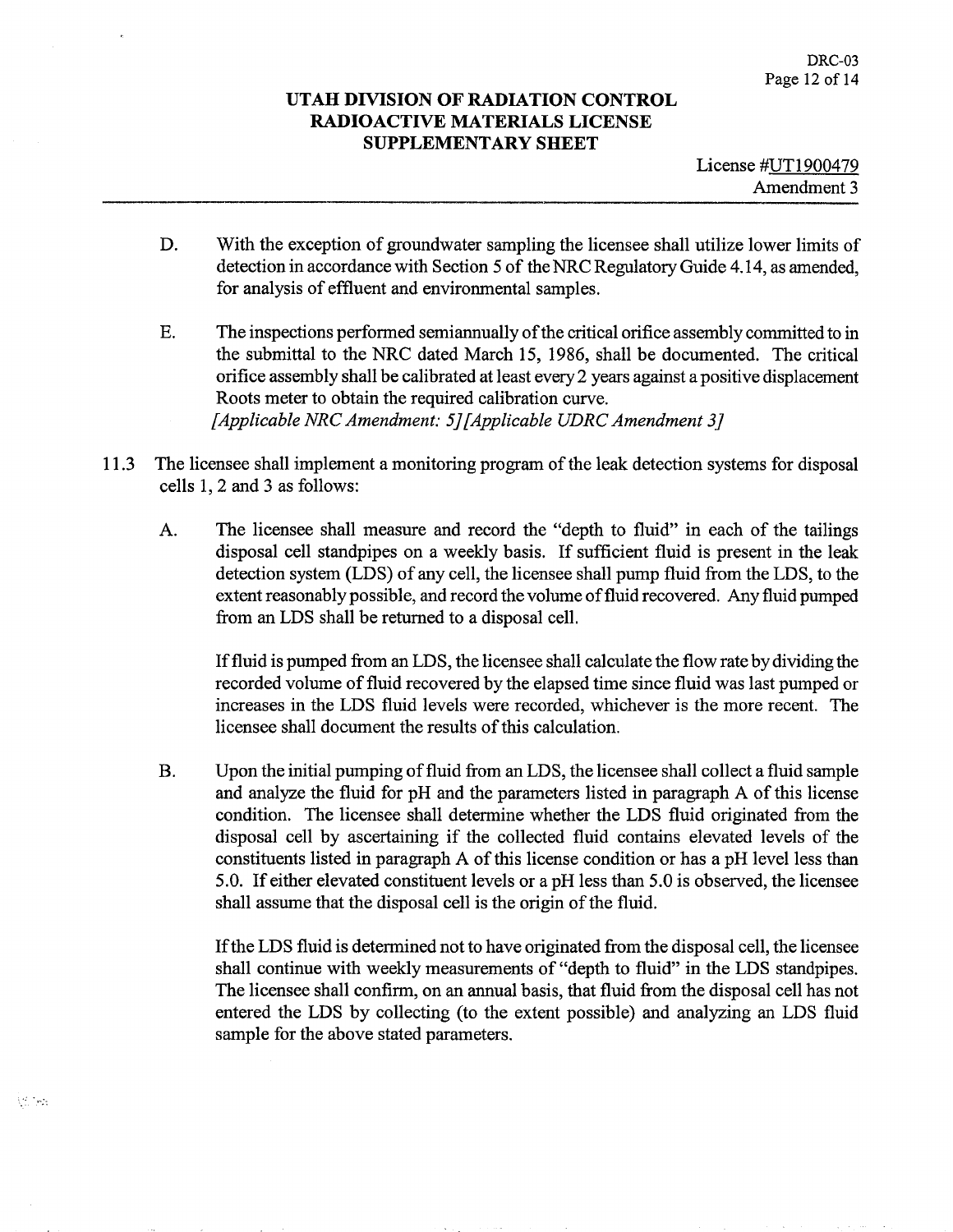D. With the exception of groundwater sampling the licensee shall utilize lower limits of detection in accordance with Section 5 of the NRC Regulatory Guide 4.14, as amended, for analysis of effluent and environmental samples.

E. The inspections performed semiannually of the critical orifice assembly committed to in the submittal to the NRC dated March 15, 1986, shall be documented. The critical orifice assembly shall be calibrated at least every 2 years against a positive displacement Roots meter to obtain the required calibration curve.
*[Applicable NRC Amendment: 5][Applicable UDRC Amendment 3]*

11.3 The licensee shall implement a monitoring program of the leak detection systems for disposal cells 1, 2 and 3 as follows:

A. The licensee shall measure and record the "depth to fluid" in each of the tailings disposal cell standpipes on a weekly basis. If sufficient fluid is present in the leak detection system (LDS) of any cell, the licensee shall pump fluid from the LDS, to the extent reasonably possible, and record the volume of fluid recovered. Any fluid pumped from an LDS shall be returned to a disposal cell.

If fluid is pumped from an LDS, the licensee shall calculate the flow rate by dividing the recorded volume of fluid recovered by the elapsed time since fluid was last pumped or increases in the LDS fluid levels were recorded, whichever is the more recent. The licensee shall document the results of this calculation.

B. Upon the initial pumping of fluid from an LDS, the licensee shall collect a fluid sample and analyze the fluid for pH and the parameters listed in paragraph A of this license condition. The licensee shall determine whether the LDS fluid originated from the disposal cell by ascertaining if the collected fluid contains elevated levels of the constituents listed in paragraph A of this license condition or has a pH level less than 5.0. If either elevated constituent levels or a pH less than 5.0 is observed, the licensee shall assume that the disposal cell is the origin of the fluid.

If the LDS fluid is determined not to have originated from the disposal cell, the licensee shall continue with weekly measurements of "depth to fluid" in the LDS standpipes. The licensee shall confirm, on an annual basis, that fluid from the disposal cell has not entered the LDS by collecting (to the extent possible) and analyzing an LDS fluid sample for the above stated parameters.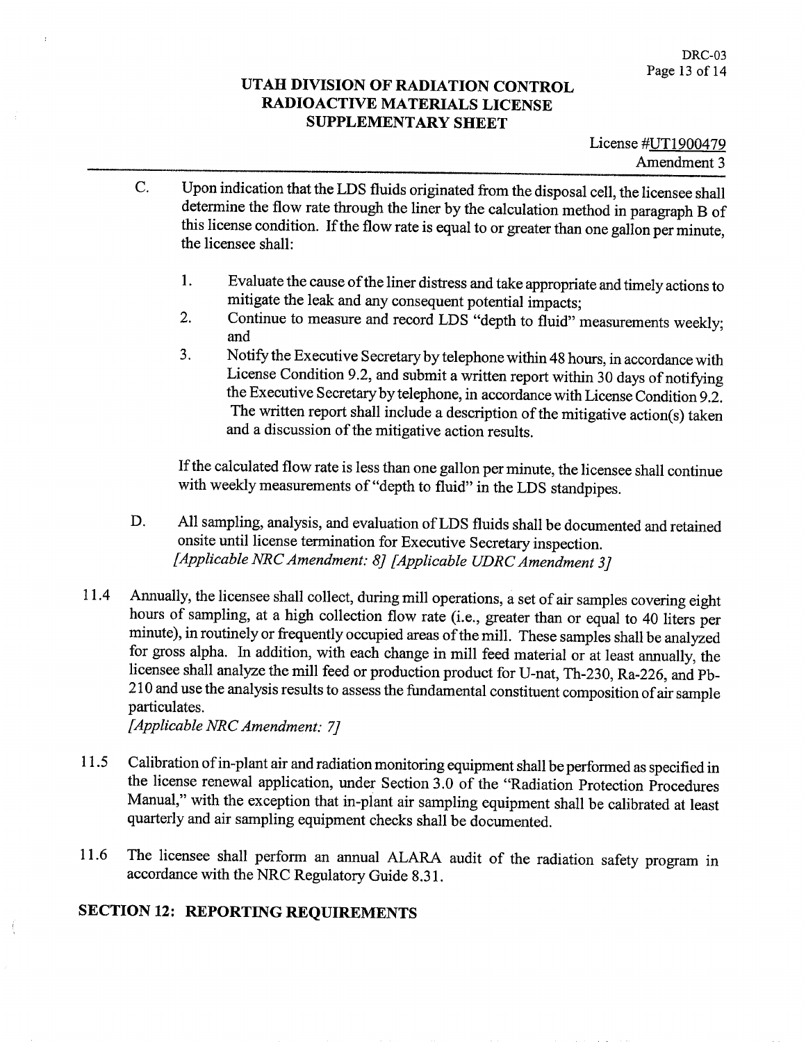C. Upon indication that the LDS fluids originated from the disposal cell, the licensee shall determine the flow rate through the liner by the calculation method in paragraph B of this license condition. If the flow rate is equal to or greater than one gallon per minute, the licensee shall:

   1. Evaluate the cause of the liner distress and take appropriate and timely actions to mitigate the leak and any consequent potential impacts;
   2. Continue to measure and record LDS "depth to fluid" measurements weekly; and
   3. Notify the Executive Secretary by telephone within 48 hours, in accordance with License Condition 9.2, and submit a written report within 30 days of notifying the Executive Secretary by telephone, in accordance with License Condition 9.2. The written report shall include a description of the mitigative action(s) taken and a discussion of the mitigative action results.

   If the calculated flow rate is less than one gallon per minute, the licensee shall continue with weekly measurements of "depth to fluid" in the LDS standpipes.

D. All sampling, analysis, and evaluation of LDS fluids shall be documented and retained onsite until license termination for Executive Secretary inspection.
*[Applicable NRC Amendment: 8] [Applicable UDRC Amendment 3]*

11.4 Annually, the licensee shall collect, during mill operations, a set of air samples covering eight hours of sampling, at a high collection flow rate (i.e., greater than or equal to 40 liters per minute), in routinely or frequently occupied areas of the mill. These samples shall be analyzed for gross alpha. In addition, with each change in mill feed material or at least annually, the licensee shall analyze the mill feed or production product for U-nat, Th-230, Ra-226, and Pb-210 and use the analysis results to assess the fundamental constituent composition of air sample particulates.
*[Applicable NRC Amendment: 7]*

11.5 Calibration of in-plant air and radiation monitoring equipment shall be performed as specified in the license renewal application, under Section 3.0 of the "Radiation Protection Procedures Manual," with the exception that in-plant air sampling equipment shall be calibrated at least quarterly and air sampling equipment checks shall be documented.

11.6 The licensee shall perform an annual ALARA audit of the radiation safety program in accordance with the NRC Regulatory Guide 8.31.

## SECTION 12: REPORTING REQUIREMENTS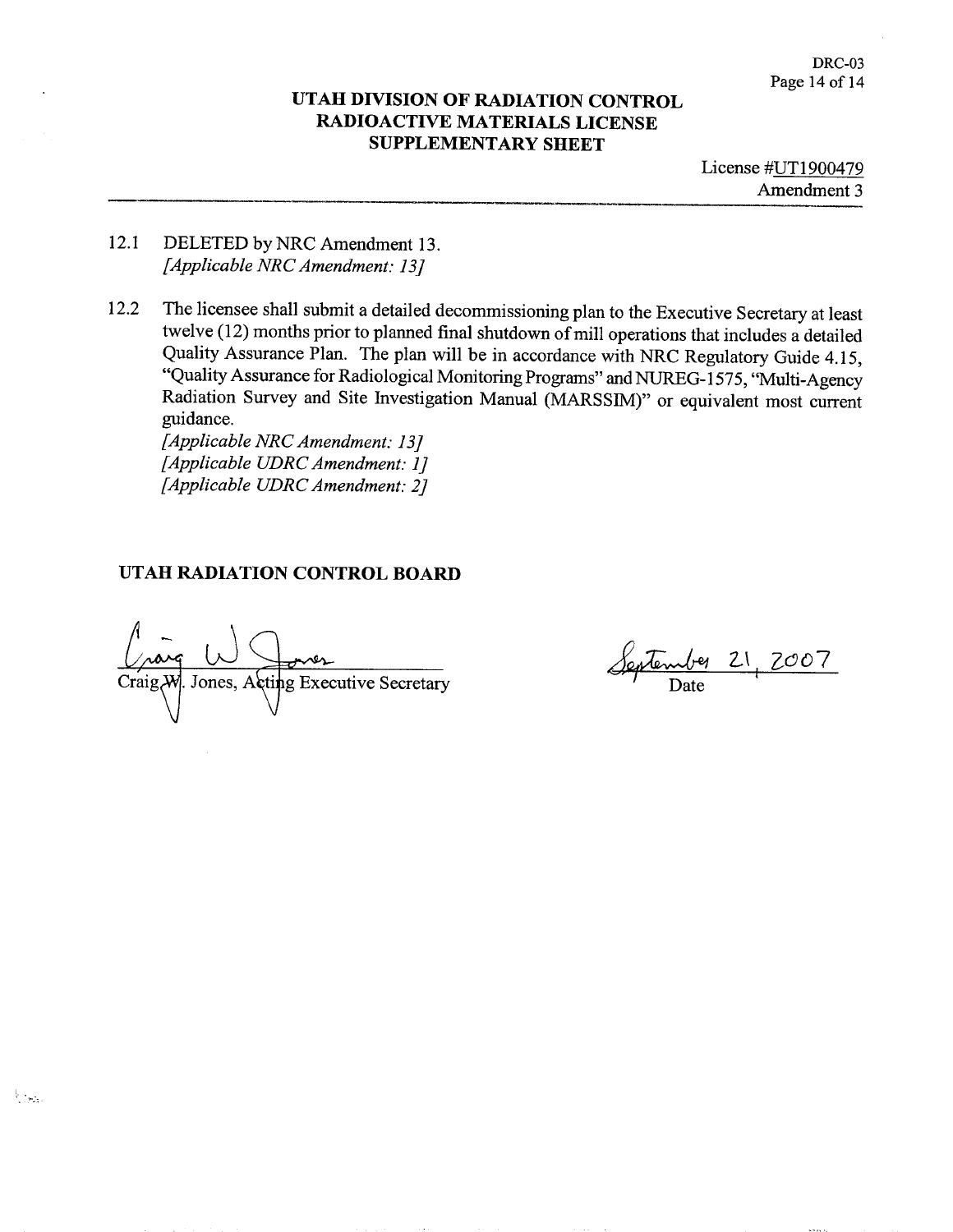# UTAH DIVISION OF RADIATION CONTROL
# RADIOACTIVE MATERIALS LICENSE
# SUPPLEMENTARY SHEET

License #UT1900479
Amendment 3

12.1 DELETED by NRC Amendment 13.
*[Applicable NRC Amendment: 13]*

12.2 The licensee shall submit a detailed decommissioning plan to the Executive Secretary at least twelve (12) months prior to planned final shutdown of mill operations that includes a detailed Quality Assurance Plan. The plan will be in accordance with NRC Regulatory Guide 4.15, "Quality Assurance for Radiological Monitoring Programs" and NUREG-1575, "Multi-Agency Radiation Survey and Site Investigation Manual (MARSSIM)" or equivalent most current guidance.
*[Applicable NRC Amendment: 13]*
*[Applicable UDRC Amendment: 1]*
*[Applicable UDRC Amendment: 2]*

**UTAH RADIATION CONTROL BOARD**

Craig W. Jones, Acting Executive Secretary

September 21, 2007
Date